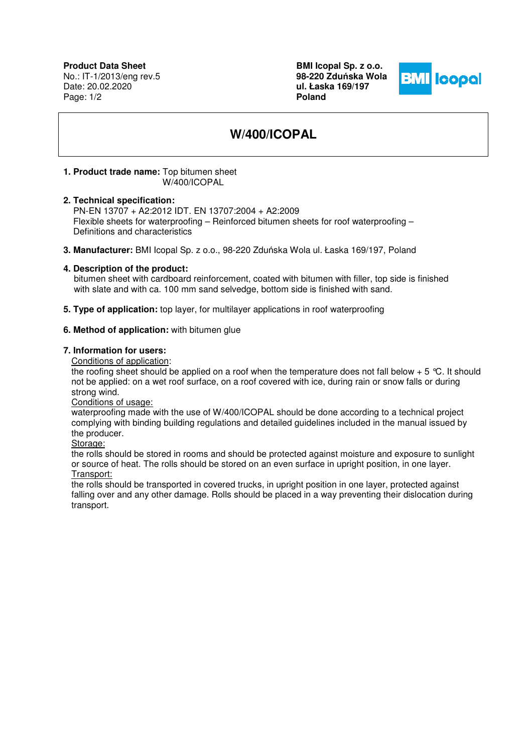**Product Data Sheet**
No.: IT-1/2013/eng rev.5
Date: 20.02.2020

**BMI Icopal Sp. z o.o.**
**98-220 Zduńska Wola**
**ul. Łaska 169/197**
**Poland**

# W/400/ICOPAL

**1. Product trade name:** Top bitumen sheet
W/400/ICOPAL

**2. Technical specification:**
PN-EN 13707 + A2:2012 IDT. EN 13707:2004 + A2:2009
Flexible sheets for waterproofing – Reinforced bitumen sheets for roof waterproofing – Definitions and characteristics

**3. Manufacturer:** BMI Icopal Sp. z o.o., 98-220 Zduńska Wola ul. Łaska 169/197, Poland

**4. Description of the product:**
bitumen sheet with cardboard reinforcement, coated with bitumen with filler, top side is finished with slate and with ca. 100 mm sand selvedge, bottom side is finished with sand.

**5. Type of application:** top layer, for multilayer applications in roof waterproofing

**6. Method of application:** with bitumen glue

**7. Information for users:**

Conditions of application:
the roofing sheet should be applied on a roof when the temperature does not fall below + 5 °C. It should not be applied: on a wet roof surface, on a roof covered with ice, during rain or snow falls or during strong wind.

Conditions of usage:
waterproofing made with the use of W/400/ICOPAL should be done according to a technical project complying with binding building regulations and detailed guidelines included in the manual issued by the producer.

Storage:
the rolls should be stored in rooms and should be protected against moisture and exposure to sunlight or source of heat. The rolls should be stored on an even surface in upright position, in one layer.

Transport:
the rolls should be transported in covered trucks, in upright position in one layer, protected against falling over and any other damage. Rolls should be placed in a way preventing their dislocation during transport.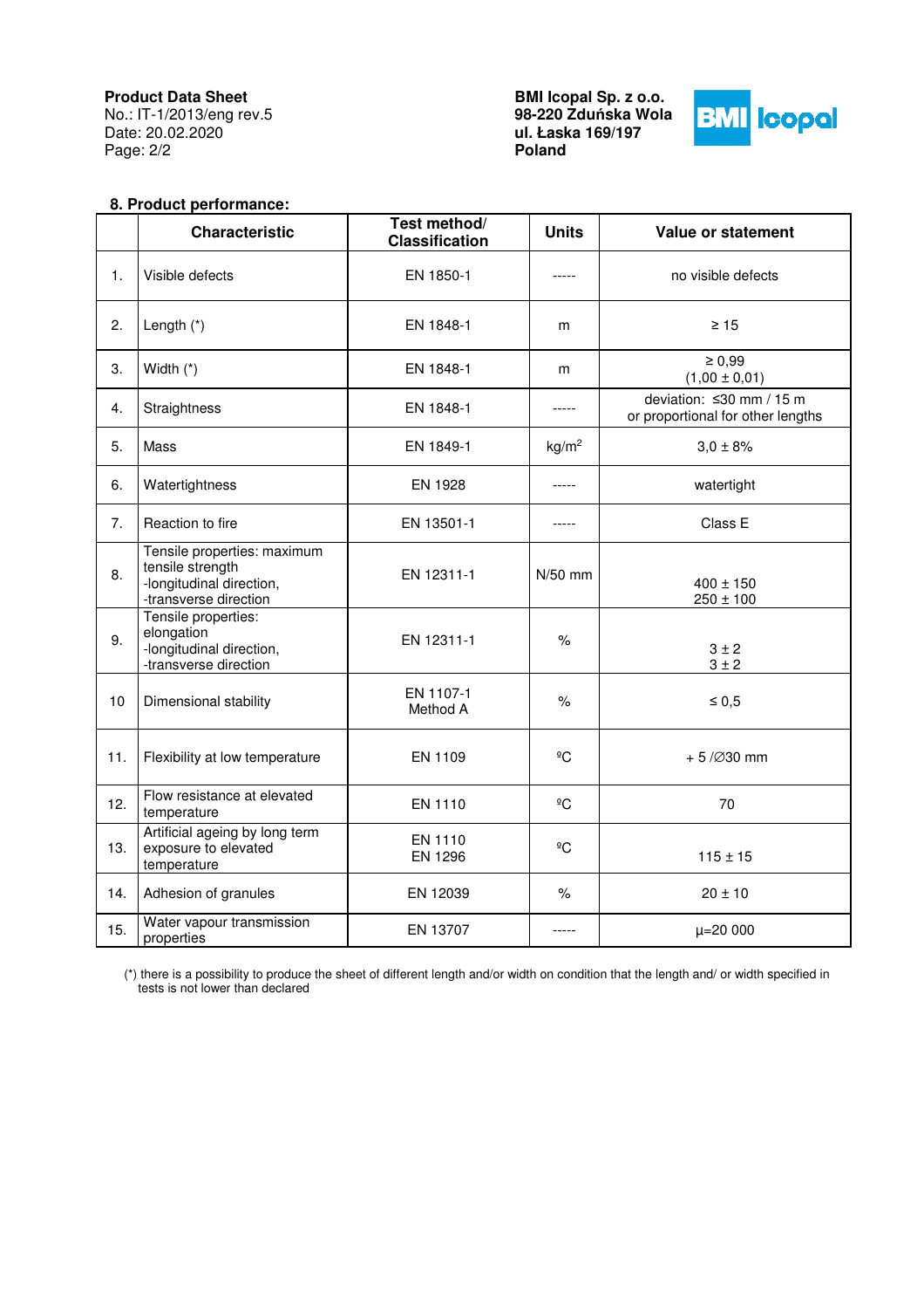**Product Data Sheet**
No.: IT-1/2013/eng rev.5
Date: 20.02.2020

**BMI Icopal Sp. z o.o.**
**98-220 Zduńska Wola**
**ul. Łaska 169/197**
**Poland**

### 8. Product performance:

| | Characteristic | Test method/ Classification | Units | Value or statement |
|---|---|---|---|---|
| 1. | Visible defects | EN 1850-1 | ----- | no visible defects |
| 2. | Length (*) | EN 1848-1 | m | ≥ 15 |
| 3. | Width (*) | EN 1848-1 | m | ≥ 0,99 (1,00 ± 0,01) |
| 4. | Straightness | EN 1848-1 | ----- | deviation: ≤30 mm / 15 m or proportional for other lengths |
| 5. | Mass | EN 1849-1 | $kg/m^2$ | 3,0 ± 8% |
| 6. | Watertightness | EN 1928 | ----- | watertight |
| 7. | Reaction to fire | EN 13501-1 | ----- | Class E |
| 8. | Tensile properties: maximum tensile strength -longitudinal direction, -transverse direction | EN 12311-1 | N/50 mm | 400 ± 150<br>250 ± 100 |
| 9. | Tensile properties: elongation -longitudinal direction, -transverse direction | EN 12311-1 | % | 3 ± 2<br>3 ± 2 |
| 10 | Dimensional stability | EN 1107-1 Method A | % | ≤ 0,5 |
| 11. | Flexibility at low temperature | EN 1109 | ºC | + 5 /∅30 mm |
| 12. | Flow resistance at elevated temperature | EN 1110 | ºC | 70 |
| 13. | Artificial ageing by long term exposure to elevated temperature | EN 1110<br>EN 1296 | ºC | 115 ± 15 |
| 14. | Adhesion of granules | EN 12039 | % | 20 ± 10 |
| 15. | Water vapour transmission properties | EN 13707 | ----- | μ=20 000 |

(*) there is a possibility to produce the sheet of different length and/or width on condition that the length and/ or width specified in tests is not lower than declared